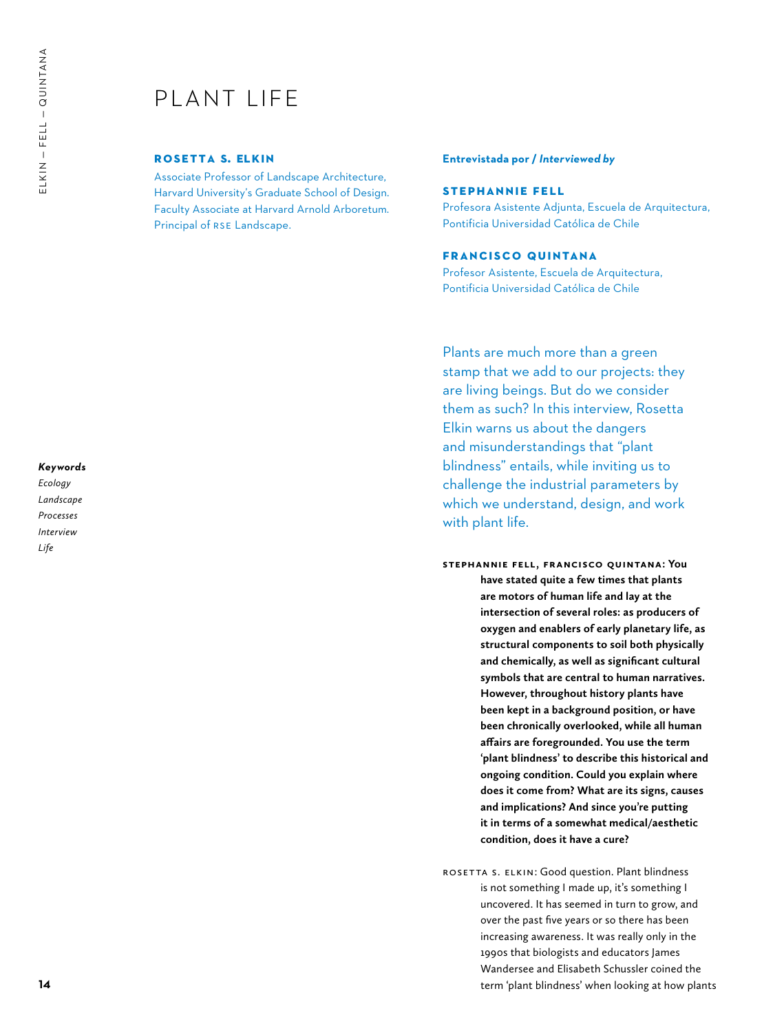# PLANT LIFE

**ROSETTA S. ELKIN**

Associate Professor of Landscape Architecture, Harvard University's Graduate School of Design. Faculty Associate at Harvard Arnold Arboretum. Principal of RSE Landscape.

**Entrevistada por / *Interviewed by***

**STEPHANNIE FELL**

Profesora Asistente Adjunta, Escuela de Arquitectura, Pontificia Universidad Católica de Chile

**FRANCISCO QUINTANA**

Profesor Asistente, Escuela de Arquitectura, Pontificia Universidad Católica de Chile

***Keywords***

*Ecology*
*Landscape*
*Processes*
*Interview*
*Life*

Plants are much more than a green stamp that we add to our projects: they are living beings. But do we consider them as such? In this interview, Rosetta Elkin warns us about the dangers and misunderstandings that "plant blindness" entails, while inviting us to challenge the industrial parameters by which we understand, design, and work with plant life.

STEPHANNIE FELL, FRANCISCO QUINTANA: **You have stated quite a few times that plants are motors of human life and lay at the intersection of several roles: as producers of oxygen and enablers of early planetary life, as structural components to soil both physically and chemically, as well as significant cultural symbols that are central to human narratives. However, throughout history plants have been kept in a background position, or have been chronically overlooked, while all human affairs are foregrounded. You use the term 'plant blindness' to describe this historical and ongoing condition. Could you explain where does it come from? What are its signs, causes and implications? And since you're putting it in terms of a somewhat medical/aesthetic condition, does it have a cure?**

ROSETTA S. ELKIN: Good question. Plant blindness is not something I made up, it's something I uncovered. It has seemed in turn to grow, and over the past five years or so there has been increasing awareness. It was really only in the 1990s that biologists and educators James Wandersee and Elisabeth Schussler coined the term 'plant blindness' when looking at how plants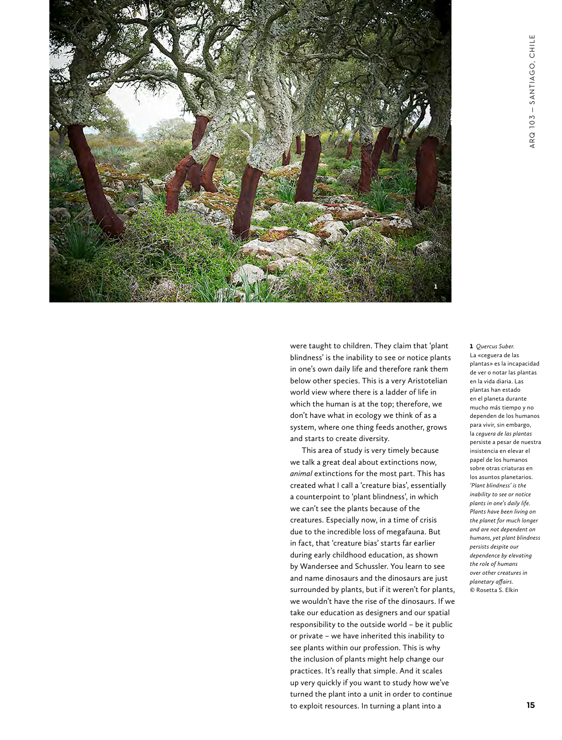were taught to children. They claim that 'plant blindness' is the inability to see or notice plants in one's own daily life and therefore rank them below other species. This is a very Aristotelian world view where there is a ladder of life in which the human is at the top; therefore, we don't have what in ecology we think of as a system, where one thing feeds another, grows and starts to create diversity.

This area of study is very timely because we talk a great deal about extinctions now, *animal* extinctions for the most part. This has created what I call a 'creature bias', essentially a counterpoint to 'plant blindness', in which we can't see the plants because of the creatures. Especially now, in a time of crisis due to the incredible loss of megafauna. But in fact, that 'creature bias' starts far earlier during early childhood education, as shown by Wandersee and Schussler. You learn to see and name dinosaurs and the dinosaurs are just surrounded by plants, but if it weren't for plants, we wouldn't have the rise of the dinosaurs. If we take our education as designers and our spatial responsibility to the outside world – be it public or private – we have inherited this inability to see plants within our profession. This is why the inclusion of plants might help change our practices. It's really that simple. And it scales up very quickly if you want to study how we've turned the plant into a unit in order to continue to exploit resources. In turning a plant into a

**1** *Quercus Suber.* La «ceguera de las plantas» es la incapacidad de ver o notar las plantas en la vida diaria. Las plantas han estado en el planeta durante mucho más tiempo y no dependen de los humanos para vivir, sin embargo, la *ceguera de las plantas* persiste a pesar de nuestra insistencia en elevar el papel de los humanos sobre otras criaturas en los asuntos planetarios. *'Plant blindness' is the inability to see or notice plants in one's daily life. Plants have been living on the planet for much longer and are not dependent on humans, yet plant blindness persists despite our dependence by elevating the role of humans over other creatures in planetary affairs.* © Rosetta S. Elkin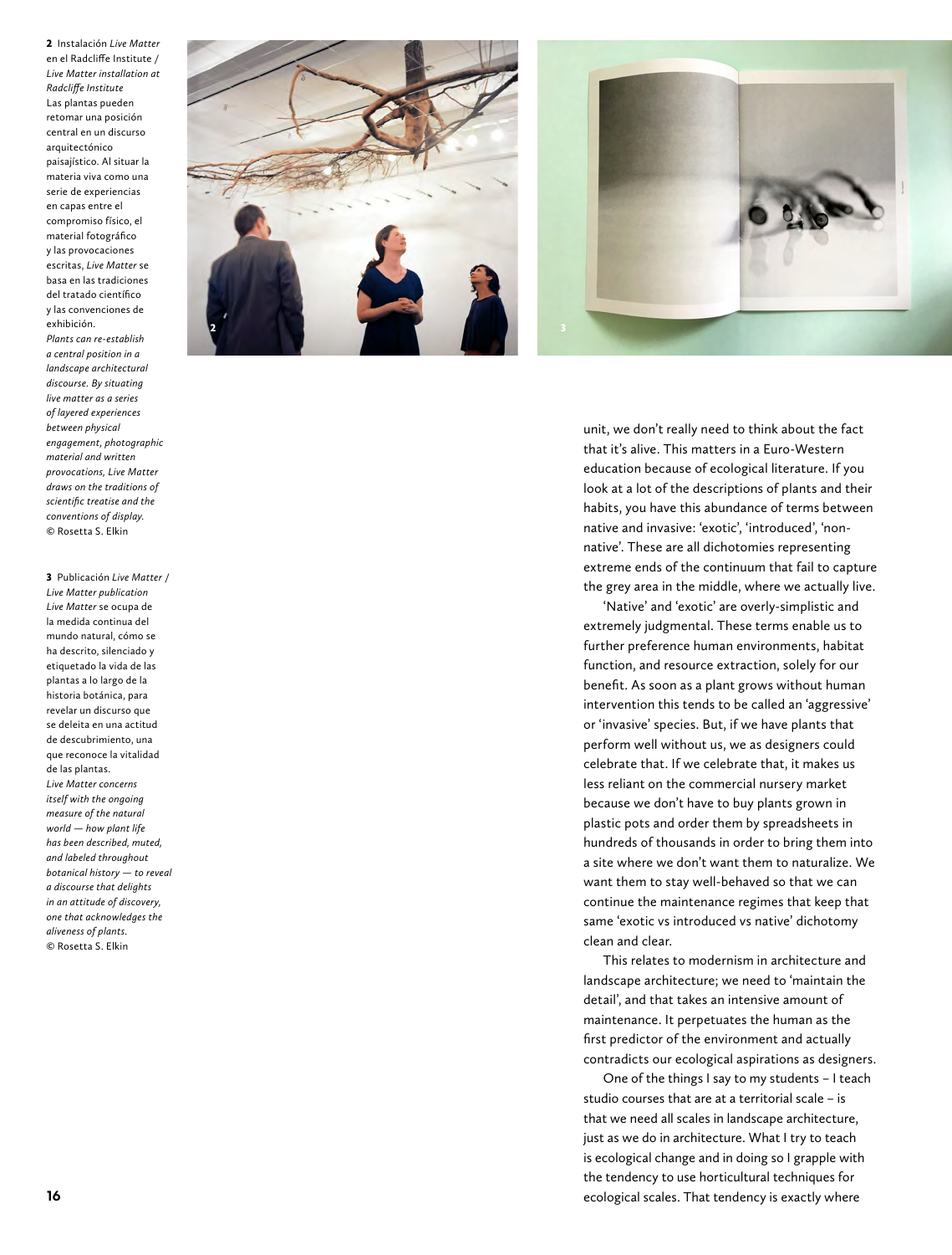**2** Instalación *Live Matter* en el Radcliffe Institute / *Live Matter installation at Radcliffe Institute*
Las plantas pueden retomar una posición central en un discurso arquitectónico paisajístico. Al situar la materia viva como una serie de experiencias en capas entre el compromiso físico, el material fotográfico y las provocaciones escritas, *Live Matter* se basa en las tradiciones del tratado científico y las convenciones de exhibición.
*Plants can re-establish a central position in a landscape architectural discourse. By situating live matter as a series of layered experiences between physical engagement, photographic material and written provocations, Live Matter draws on the traditions of scientific treatise and the conventions of display.*
© Rosetta S. Elkin

**3** Publicación *Live Matter* / *Live Matter publication*
*Live Matter* se ocupa de la medida continua del mundo natural, cómo se ha descrito, silenciado y etiquetado la vida de las plantas a lo largo de la historia botánica, para revelar un discurso que se deleita en una actitud de descubrimiento, una que reconoce la vitalidad de las plantas.
*Live Matter concerns itself with the ongoing measure of the natural world — how plant life has been described, muted, and labeled throughout botanical history — to reveal a discourse that delights in an attitude of discovery, one that acknowledges the aliveness of plants.*
© Rosetta S. Elkin

unit, we don't really need to think about the fact that it's alive. This matters in a Euro-Western education because of ecological literature. If you look at a lot of the descriptions of plants and their habits, you have this abundance of terms between native and invasive: 'exotic', 'introduced', 'non-native'. These are all dichotomies representing extreme ends of the continuum that fail to capture the grey area in the middle, where we actually live.

'Native' and 'exotic' are overly-simplistic and extremely judgmental. These terms enable us to further preference human environments, habitat function, and resource extraction, solely for our benefit. As soon as a plant grows without human intervention this tends to be called an 'aggressive' or 'invasive' species. But, if we have plants that perform well without us, we as designers could celebrate that. If we celebrate that, it makes us less reliant on the commercial nursery market because we don't have to buy plants grown in plastic pots and order them by spreadsheets in hundreds of thousands in order to bring them into a site where we don't want them to naturalize. We want them to stay well-behaved so that we can continue the maintenance regimes that keep that same 'exotic vs introduced vs native' dichotomy clean and clear.

This relates to modernism in architecture and landscape architecture; we need to 'maintain the detail', and that takes an intensive amount of maintenance. It perpetuates the human as the first predictor of the environment and actually contradicts our ecological aspirations as designers.

One of the things I say to my students – I teach studio courses that are at a territorial scale – is that we need all scales in landscape architecture, just as we do in architecture. What I try to teach is ecological change and in doing so I grapple with the tendency to use horticultural techniques for ecological scales. That tendency is exactly where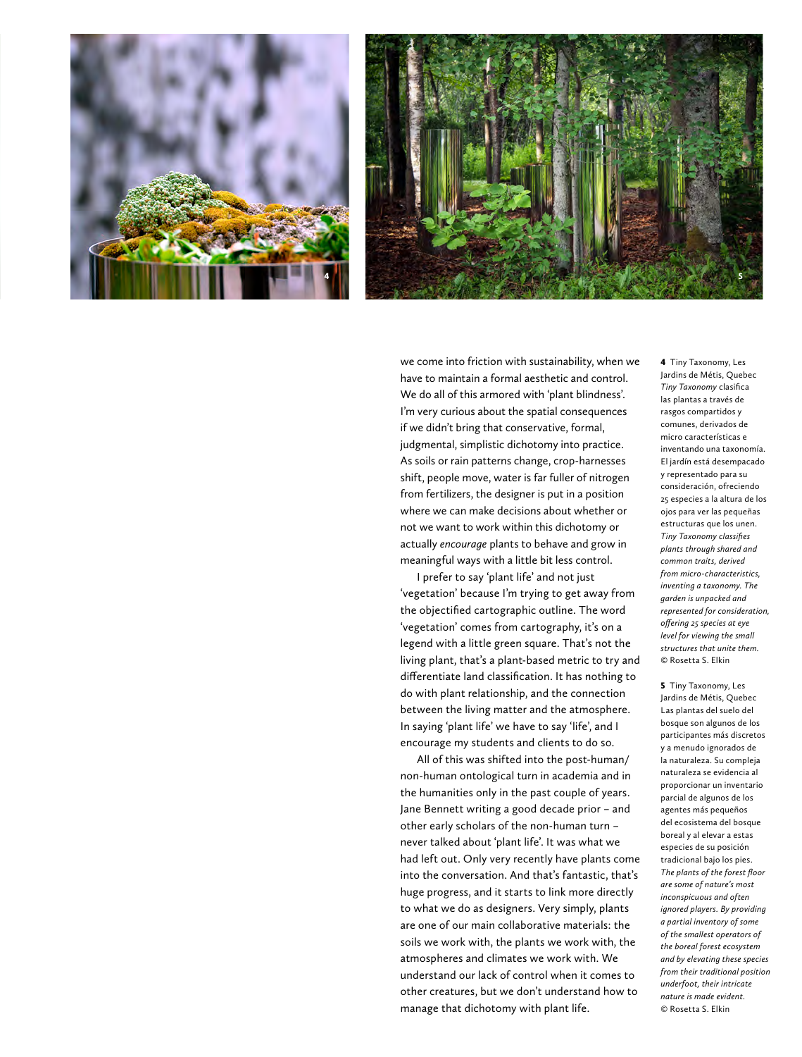we come into friction with sustainability, when we have to maintain a formal aesthetic and control. We do all of this armored with 'plant blindness'. I'm very curious about the spatial consequences if we didn't bring that conservative, formal, judgmental, simplistic dichotomy into practice. As soils or rain patterns change, crop-harnesses shift, people move, water is far fuller of nitrogen from fertilizers, the designer is put in a position where we can make decisions about whether or not we want to work within this dichotomy or actually *encourage* plants to behave and grow in meaningful ways with a little bit less control.

I prefer to say 'plant life' and not just 'vegetation' because I'm trying to get away from the objectified cartographic outline. The word 'vegetation' comes from cartography, it's on a legend with a little green square. That's not the living plant, that's a plant-based metric to try and differentiate land classification. It has nothing to do with plant relationship, and the connection between the living matter and the atmosphere. In saying 'plant life' we have to say 'life', and I encourage my students and clients to do so.

All of this was shifted into the post-human/non-human ontological turn in academia and in the humanities only in the past couple of years. Jane Bennett writing a good decade prior – and other early scholars of the non-human turn – never talked about 'plant life'. It was what we had left out. Only very recently have plants come into the conversation. And that's fantastic, that's huge progress, and it starts to link more directly to what we do as designers. Very simply, plants are one of our main collaborative materials: the soils we work with, the plants we work with, the atmospheres and climates we work with. We understand our lack of control when it comes to other creatures, but we don't understand how to manage that dichotomy with plant life.

**4** Tiny Taxonomy, Les Jardins de Métis, Quebec
*Tiny Taxonomy* clasifica las plantas a través de rasgos compartidos y comunes, derivados de micro características e inventando una taxonomía. El jardín está desempacado y representado para su consideración, ofreciendo 25 especies a la altura de los ojos para ver las pequeñas estructuras que los unen.
*Tiny Taxonomy classifies plants through shared and common traits, derived from micro-characteristics, inventing a taxonomy. The garden is unpacked and represented for consideration, offering 25 species at eye level for viewing the small structures that unite them.*
© Rosetta S. Elkin

**5** Tiny Taxonomy, Les Jardins de Métis, Quebec
Las plantas del suelo del bosque son algunos de los participantes más discretos y a menudo ignorados de la naturaleza. Su compleja naturaleza se evidencia al proporcionar un inventario parcial de algunos de los agentes más pequeños del ecosistema del bosque boreal y al elevar a estas especies de su posición tradicional bajo los pies.
*The plants of the forest floor are some of nature's most inconspicuous and often ignored players. By providing a partial inventory of some of the smallest operators of the boreal forest ecosystem and by elevating these species from their traditional position underfoot, their intricate nature is made evident.*
© Rosetta S. Elkin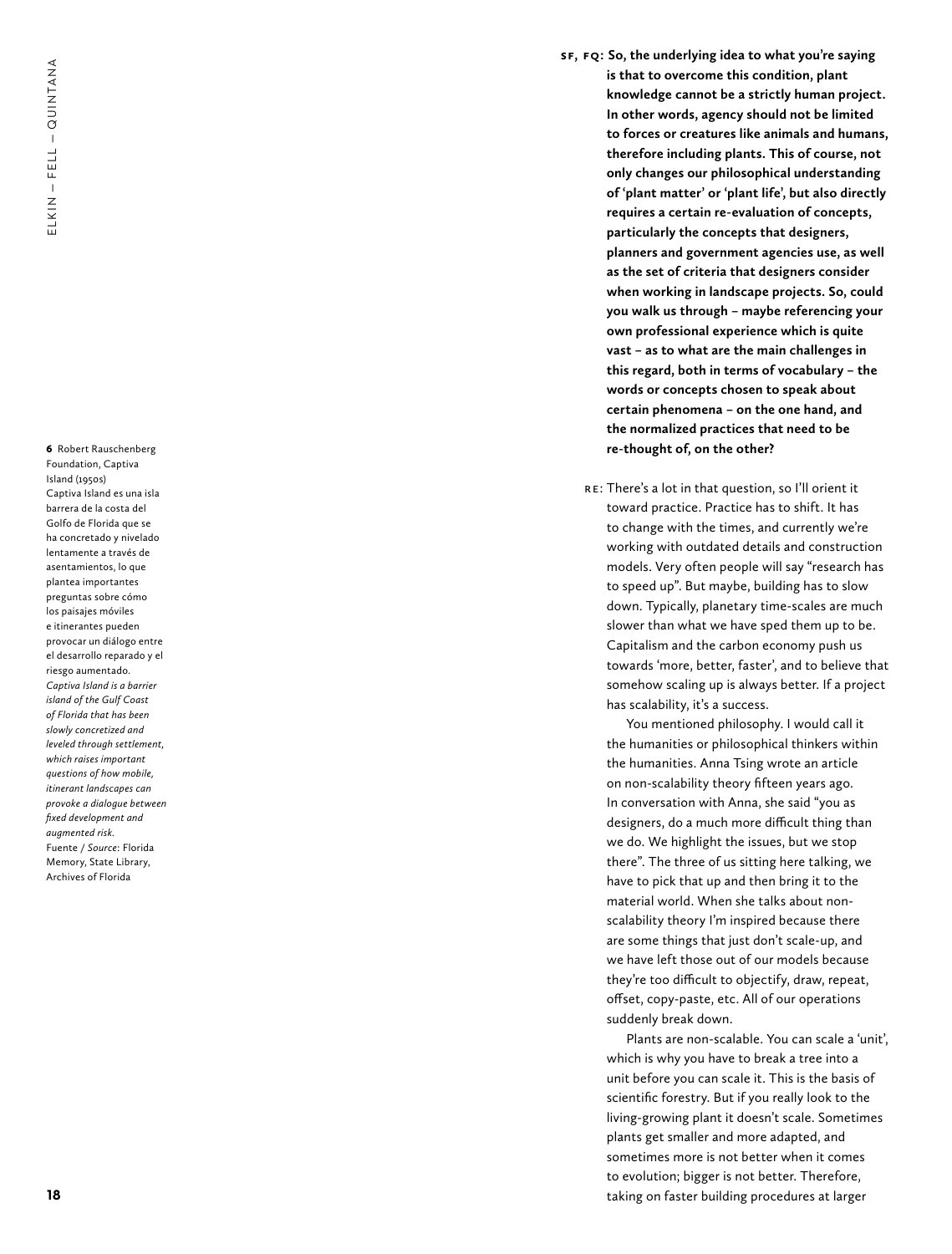**SF, FQ: So, the underlying idea to what you're saying is that to overcome this condition, plant knowledge cannot be a strictly human project. In other words, agency should not be limited to forces or creatures like animals and humans, therefore including plants. This of course, not only changes our philosophical understanding of 'plant matter' or 'plant life', but also directly requires a certain re-evaluation of concepts, particularly the concepts that designers, planners and government agencies use, as well as the set of criteria that designers consider when working in landscape projects. So, could you walk us through – maybe referencing your own professional experience which is quite vast – as to what are the main challenges in this regard, both in terms of vocabulary – the words or concepts chosen to speak about certain phenomena – on the one hand, and the normalized practices that need to be re-thought of, on the other?**

RE: There's a lot in that question, so I'll orient it toward practice. Practice has to shift. It has to change with the times, and currently we're working with outdated details and construction models. Very often people will say "research has to speed up". But maybe, building has to slow down. Typically, planetary time-scales are much slower than what we have sped them up to be. Capitalism and the carbon economy push us towards 'more, better, faster', and to believe that somehow scaling up is always better. If a project has scalability, it's a success.

You mentioned philosophy. I would call it the humanities or philosophical thinkers within the humanities. Anna Tsing wrote an article on non-scalability theory fifteen years ago. In conversation with Anna, she said "you as designers, do a much more difficult thing than we do. We highlight the issues, but we stop there". The three of us sitting here talking, we have to pick that up and then bring it to the material world. When she talks about non-scalability theory I'm inspired because there are some things that just don't scale-up, and we have left those out of our models because they're too difficult to objectify, draw, repeat, offset, copy-paste, etc. All of our operations suddenly break down.

Plants are non-scalable. You can scale a 'unit', which is why you have to break a tree into a unit before you can scale it. This is the basis of scientific forestry. But if you really look to the living-growing plant it doesn't scale. Sometimes plants get smaller and more adapted, and sometimes more is not better when it comes to evolution; bigger is not better. Therefore, taking on faster building procedures at larger

**6** Robert Rauschenberg Foundation, Captiva Island (1950s)
Captiva Island es una isla barrera de la costa del Golfo de Florida que se ha concretado y nivelado lentamente a través de asentamientos, lo que plantea importantes preguntas sobre cómo los paisajes móviles e itinerantes pueden provocar un diálogo entre el desarrollo reparado y el riesgo aumentado.
*Captiva Island is a barrier island of the Gulf Coast of Florida that has been slowly concretized and leveled through settlement, which raises important questions of how mobile, itinerant landscapes can provoke a dialogue between fixed development and augmented risk.*
Fuente / *Source*: Florida Memory, State Library, Archives of Florida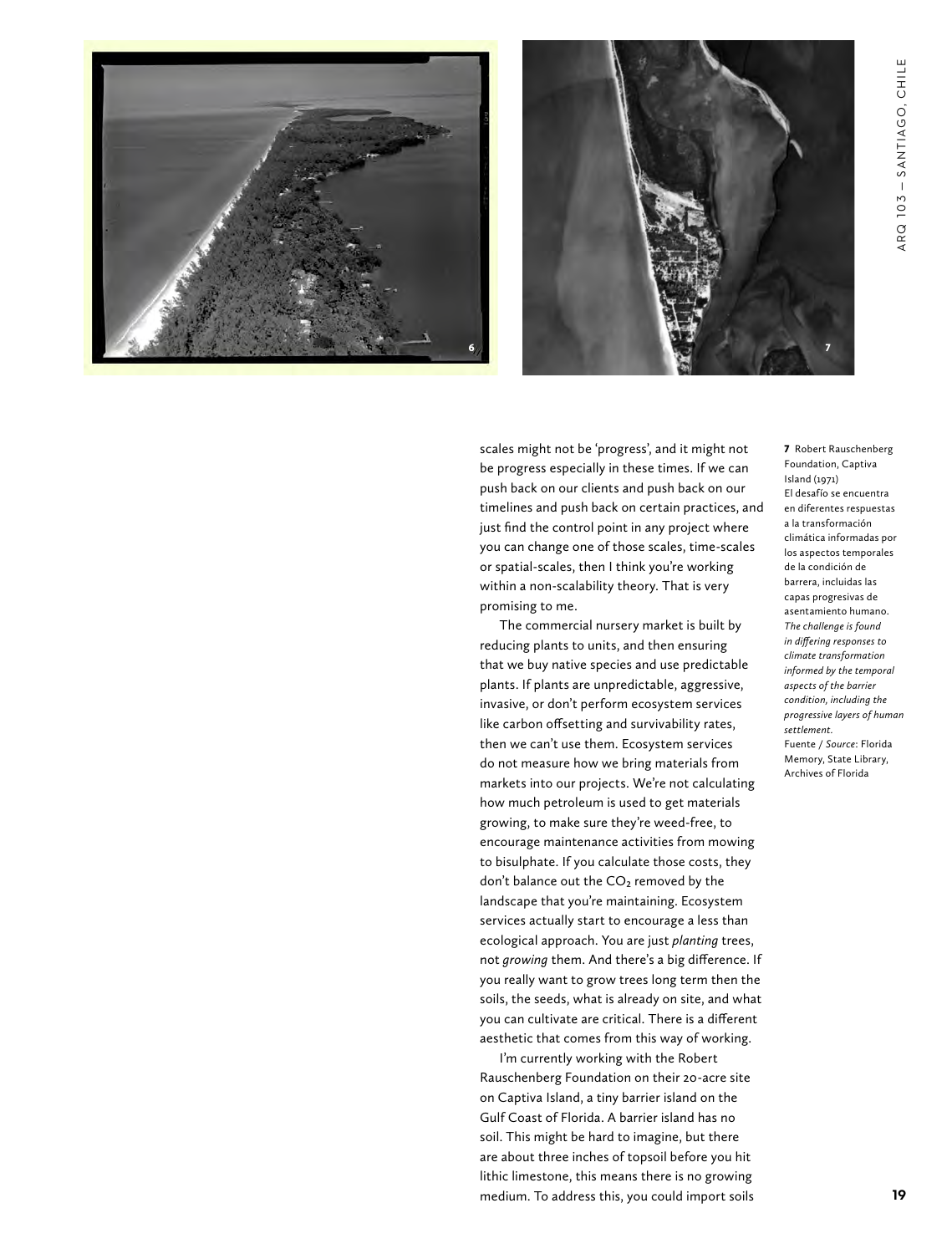scales might not be 'progress', and it might not be progress especially in these times. If we can push back on our clients and push back on our timelines and push back on certain practices, and just find the control point in any project where you can change one of those scales, time-scales or spatial-scales, then I think you're working within a non-scalability theory. That is very promising to me.

The commercial nursery market is built by reducing plants to units, and then ensuring that we buy native species and use predictable plants. If plants are unpredictable, aggressive, invasive, or don't perform ecosystem services like carbon offsetting and survivability rates, then we can't use them. Ecosystem services do not measure how we bring materials from markets into our projects. We're not calculating how much petroleum is used to get materials growing, to make sure they're weed-free, to encourage maintenance activities from mowing to bisulphate. If you calculate those costs, they don't balance out the $CO_2$ removed by the landscape that you're maintaining. Ecosystem services actually start to encourage a less than ecological approach. You are just *planting* trees, not *growing* them. And there's a big difference. If you really want to grow trees long term then the soils, the seeds, what is already on site, and what you can cultivate are critical. There is a different aesthetic that comes from this way of working.

I'm currently working with the Robert Rauschenberg Foundation on their 20-acre site on Captiva Island, a tiny barrier island on the Gulf Coast of Florida. A barrier island has no soil. This might be hard to imagine, but there are about three inches of topsoil before you hit lithic limestone, this means there is no growing medium. To address this, you could import soils

**7** Robert Rauschenberg Foundation, Captiva Island (1971)
El desafío se encuentra en diferentes respuestas a la transformación climática informadas por los aspectos temporales de la condición de barrera, incluidas las capas progresivas de asentamiento humano.
*The challenge is found in differing responses to climate transformation informed by the temporal aspects of the barrier condition, including the progressive layers of human settlement.*
Fuente / *Source*: Florida Memory, State Library, Archives of Florida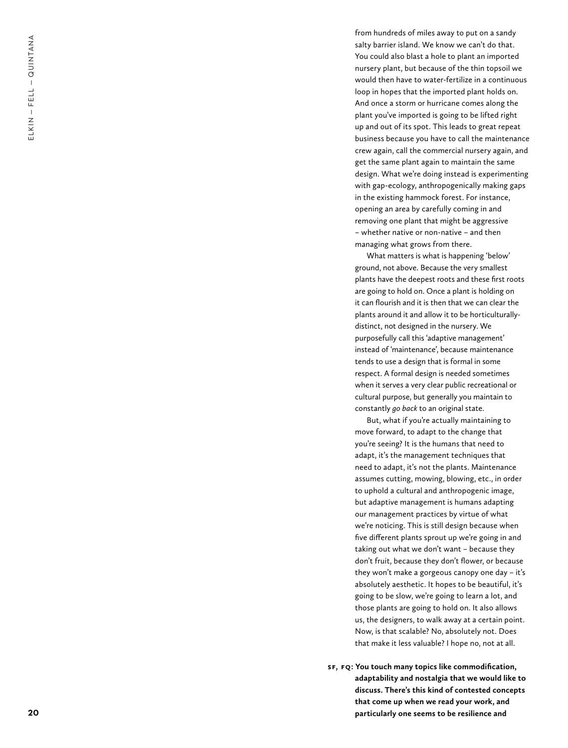from hundreds of miles away to put on a sandy salty barrier island. We know we can't do that. You could also blast a hole to plant an imported nursery plant, but because of the thin topsoil we would then have to water-fertilize in a continuous loop in hopes that the imported plant holds on. And once a storm or hurricane comes along the plant you've imported is going to be lifted right up and out of its spot. This leads to great repeat business because you have to call the maintenance crew again, call the commercial nursery again, and get the same plant again to maintain the same design. What we're doing instead is experimenting with gap-ecology, anthropogenically making gaps in the existing hammock forest. For instance, opening an area by carefully coming in and removing one plant that might be aggressive – whether native or non-native – and then managing what grows from there.

What matters is what is happening 'below' ground, not above. Because the very smallest plants have the deepest roots and these first roots are going to hold on. Once a plant is holding on it can flourish and it is then that we can clear the plants around it and allow it to be horticulturally-distinct, not designed in the nursery. We purposefully call this 'adaptive management' instead of 'maintenance', because maintenance tends to use a design that is formal in some respect. A formal design is needed sometimes when it serves a very clear public recreational or cultural purpose, but generally you maintain to constantly *go back* to an original state.

But, what if you're actually maintaining to move forward, to adapt to the change that you're seeing? It is the humans that need to adapt, it's the management techniques that need to adapt, it's not the plants. Maintenance assumes cutting, mowing, blowing, etc., in order to uphold a cultural and anthropogenic image, but adaptive management is humans adapting our management practices by virtue of what we're noticing. This is still design because when five different plants sprout up we're going in and taking out what we don't want – because they don't fruit, because they don't flower, or because they won't make a gorgeous canopy one day – it's absolutely aesthetic. It hopes to be beautiful, it's going to be slow, we're going to learn a lot, and those plants are going to hold on. It also allows us, the designers, to walk away at a certain point. Now, is that scalable? No, absolutely not. Does that make it less valuable? I hope no, not at all.

**SF, FQ: You touch many topics like commodification, adaptability and nostalgia that we would like to discuss. There's this kind of contested concepts that come up when we read your work, and particularly one seems to be resilience and**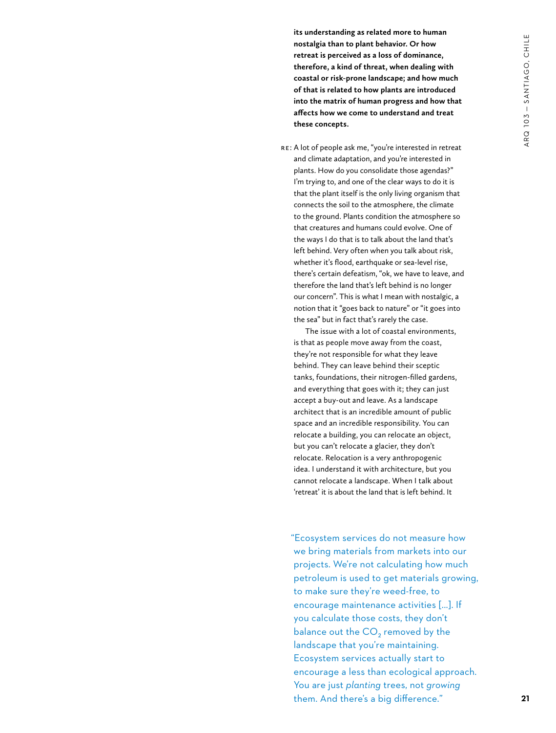**its understanding as related more to human nostalgia than to plant behavior. Or how retreat is perceived as a loss of dominance, therefore, a kind of threat, when dealing with coastal or risk-prone landscape; and how much of that is related to how plants are introduced into the matrix of human progress and how that affects how we come to understand and treat these concepts.**

RE: A lot of people ask me, "you're interested in retreat and climate adaptation, and you're interested in plants. How do you consolidate those agendas?" I'm trying to, and one of the clear ways to do it is that the plant itself is the only living organism that connects the soil to the atmosphere, the climate to the ground. Plants condition the atmosphere so that creatures and humans could evolve. One of the ways I do that is to talk about the land that's left behind. Very often when you talk about risk, whether it's flood, earthquake or sea-level rise, there's certain defeatism, "ok, we have to leave, and therefore the land that's left behind is no longer our concern". This is what I mean with nostalgic, a notion that it "goes back to nature" or "it goes into the sea" but in fact that's rarely the case.

The issue with a lot of coastal environments, is that as people move away from the coast, they're not responsible for what they leave behind. They can leave behind their sceptic tanks, foundations, their nitrogen-filled gardens, and everything that goes with it; they can just accept a buy-out and leave. As a landscape architect that is an incredible amount of public space and an incredible responsibility. You can relocate a building, you can relocate an object, but you can't relocate a glacier, they don't relocate. Relocation is a very anthropogenic idea. I understand it with architecture, but you cannot relocate a landscape. When I talk about 'retreat' it is about the land that is left behind. It

> "Ecosystem services do not measure how we bring materials from markets into our projects. We're not calculating how much petroleum is used to get materials growing, to make sure they're weed-free, to encourage maintenance activities [...]. If you calculate those costs, they don't balance out the $CO_2$ removed by the landscape that you're maintaining. Ecosystem services actually start to encourage a less than ecological approach. You are just *planting* trees, not *growing* them. And there's a big difference."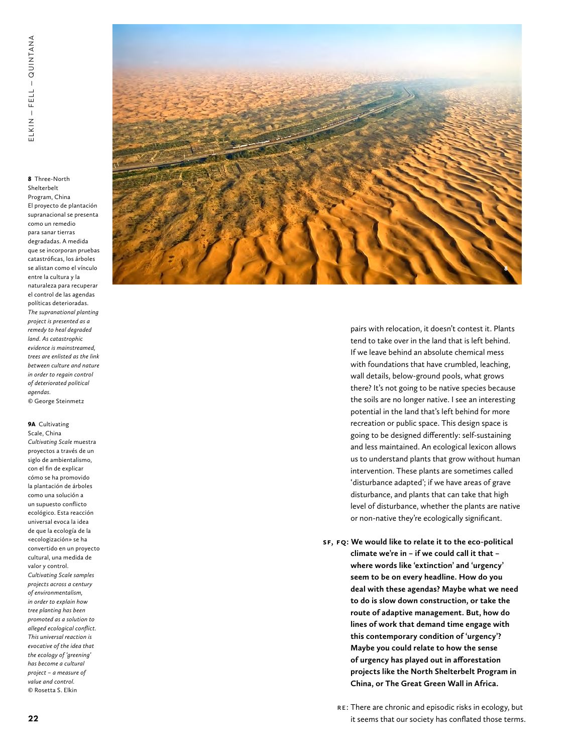**8** Three-North Shelterbelt Program, China
El proyecto de plantación supranacional se presenta como un remedio para sanar tierras degradadas. A medida que se incorporan pruebas catastróficas, los árboles se alistan como el vínculo entre la cultura y la naturaleza para recuperar el control de las agendas políticas deterioradas.
*The supranational planting project is presented as a remedy to heal degraded land. As catastrophic evidence is mainstreamed, trees are enlisted as the link between culture and nature in order to regain control of deteriorated political agendas.*
© George Steinmetz

**9A** Cultivating Scale, China
*Cultivating Scale* muestra proyectos a través de un siglo de ambientalismo, con el fin de explicar cómo se ha promovido la plantación de árboles como una solución a un supuesto conflicto ecológico. Esta reacción universal evoca la idea de que la ecología de la «ecologización» se ha convertido en un proyecto cultural, una medida de valor y control.
*Cultivating Scale samples projects across a century of environmentalism, in order to explain how tree planting has been promoted as a solution to alleged ecological conflict. This universal reaction is evocative of the idea that the ecology of 'greening' has become a cultural project – a measure of value and control.*
© Rosetta S. Elkin

pairs with relocation, it doesn't contest it. Plants tend to take over in the land that is left behind. If we leave behind an absolute chemical mess with foundations that have crumbled, leaching, wall details, below-ground pools, what grows there? It's not going to be native species because the soils are no longer native. I see an interesting potential in the land that's left behind for more recreation or public space. This design space is going to be designed differently: self-sustaining and less maintained. An ecological lexicon allows us to understand plants that grow without human intervention. These plants are sometimes called 'disturbance adapted'; if we have areas of grave disturbance, and plants that can take that high level of disturbance, whether the plants are native or non-native they're ecologically significant.

**SF, FQ: We would like to relate it to the eco-political climate we're in – if we could call it that – where words like 'extinction' and 'urgency' seem to be on every headline. How do you deal with these agendas? Maybe what we need to do is slow down construction, or take the route of adaptive management. But, how do lines of work that demand time engage with this contemporary condition of 'urgency'? Maybe you could relate to how the sense of urgency has played out in afforestation projects like the North Shelterbelt Program in China, or The Great Green Wall in Africa.**

RE: There are chronic and episodic risks in ecology, but it seems that our society has conflated those terms.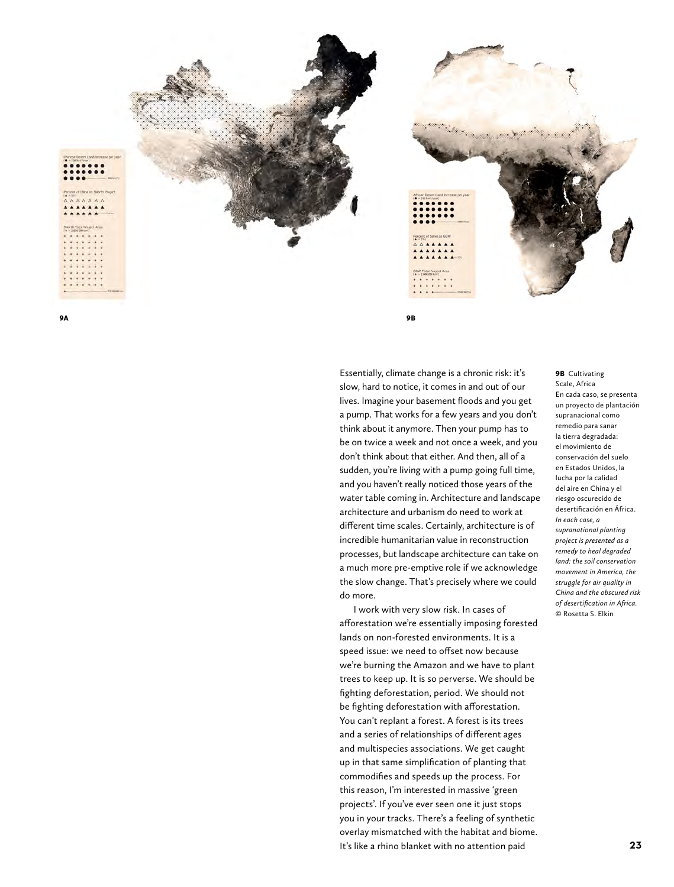9A

9B

Essentially, climate change is a chronic risk: it's slow, hard to notice, it comes in and out of our lives. Imagine your basement floods and you get a pump. That works for a few years and you don't think about it anymore. Then your pump has to be on twice a week and not once a week, and you don't think about that either. And then, all of a sudden, you're living with a pump going full time, and you haven't really noticed those years of the water table coming in. Architecture and landscape architecture and urbanism do need to work at different time scales. Certainly, architecture is of incredible humanitarian value in reconstruction processes, but landscape architecture can take on a much more pre-emptive role if we acknowledge the slow change. That's precisely where we could do more.

I work with very slow risk. In cases of afforestation we're essentially imposing forested lands on non-forested environments. It is a speed issue: we need to offset now because we're burning the Amazon and we have to plant trees to keep up. It is so perverse. We should be fighting deforestation, period. We should not be fighting deforestation with afforestation. You can't replant a forest. A forest is its trees and a series of relationships of different ages and multispecies associations. We get caught up in that same simplification of planting that commodifies and speeds up the process. For this reason, I'm interested in massive 'green projects'. If you've ever seen one it just stops you in your tracks. There's a feeling of synthetic overlay mismatched with the habitat and biome. It's like a rhino blanket with no attention paid

**9B** Cultivating Scale, Africa
En cada caso, se presenta un proyecto de plantación supranacional como remedio para sanar la tierra degradada: el movimiento de conservación del suelo en Estados Unidos, la lucha por la calidad del aire en China y el riesgo oscurecido de desertificación en África.
*In each case, a supranational planting project is presented as a remedy to heal degraded land: the soil conservation movement in America, the struggle for air quality in China and the obscured risk of desertification in Africa.*
© Rosetta S. Elkin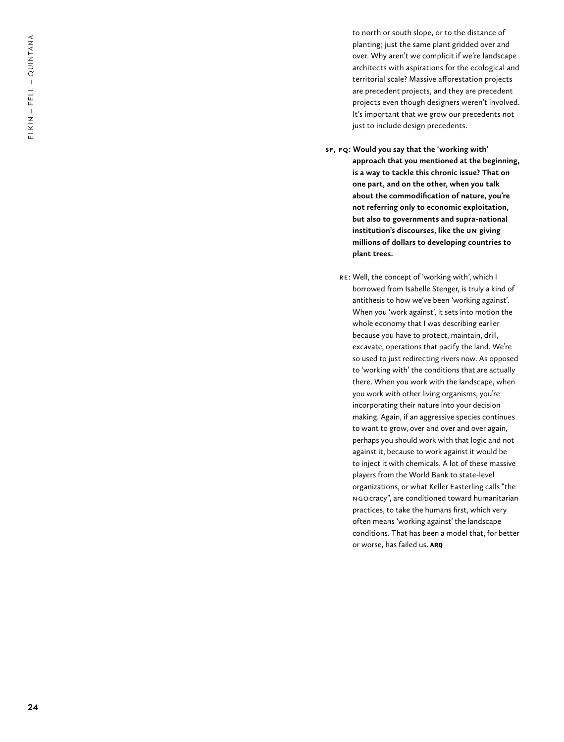to north or south slope, or to the distance of planting; just the same plant gridded over and over. Why aren't we complicit if we're landscape architects with aspirations for the ecological and territorial scale? Massive afforestation projects are precedent projects, and they are precedent projects even though designers weren't involved. It's important that we grow our precedents not just to include design precedents.

**SF, FQ: Would you say that the 'working with' approach that you mentioned at the beginning, is a way to tackle this chronic issue? That on one part, and on the other, when you talk about the commodification of nature, you're not referring only to economic exploitation, but also to governments and supra-national institution's discourses, like the UN giving millions of dollars to developing countries to plant trees.**

RE: Well, the concept of 'working with', which I borrowed from Isabelle Stenger, is truly a kind of antithesis to how we've been 'working against'. When you 'work against', it sets into motion the whole economy that I was describing earlier because you have to protect, maintain, drill, excavate, operations that pacify the land. We're so used to just redirecting rivers now. As opposed to 'working with' the conditions that are actually there. When you work with the landscape, when you work with other living organisms, you're incorporating their nature into your decision making. Again, if an aggressive species continues to want to grow, over and over and over again, perhaps you should work with that logic and not against it, because to work against it would be to inject it with chemicals. A lot of these massive players from the World Bank to state-level organizations, or what Keller Easterling calls "the NGOcracy", are conditioned toward humanitarian practices, to take the humans first, which very often means 'working against' the landscape conditions. That has been a model that, for better or worse, has failed us. **ARQ**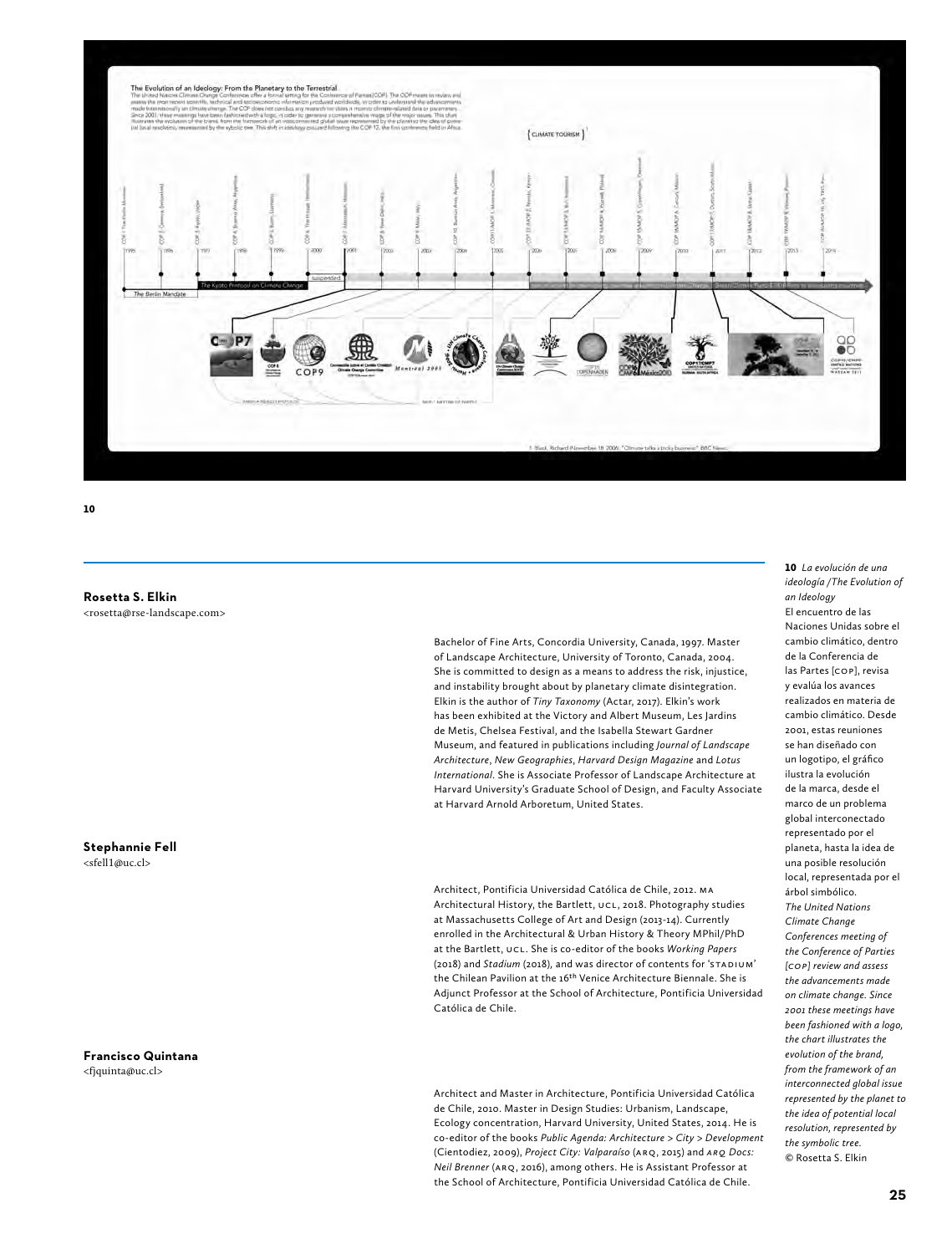10

**Rosetta S. Elkin**
<rosetta@rse-landscape.com>

Bachelor of Fine Arts, Concordia University, Canada, 1997. Master of Landscape Architecture, University of Toronto, Canada, 2004. She is committed to design as a means to address the risk, injustice, and instability brought about by planetary climate disintegration. Elkin is the author of *Tiny Taxonomy* (Actar, 2017). Elkin's work has been exhibited at the Victory and Albert Museum, Les Jardins de Metis, Chelsea Festival, and the Isabella Stewart Gardner Museum, and featured in publications including *Journal of Landscape Architecture*, *New Geographies*, *Harvard Design Magazine* and *Lotus International*. She is Associate Professor of Landscape Architecture at Harvard University's Graduate School of Design, and Faculty Associate at Harvard Arnold Arboretum, United States.

**Stephannie Fell**
<sfell1@uc.cl>

Architect, Pontificia Universidad Católica de Chile, 2012. MA Architectural History, the Bartlett, UCL, 2018. Photography studies at Massachusetts College of Art and Design (2013-14). Currently enrolled in the Architectural & Urban History & Theory MPhil/PhD at the Bartlett, UCL. She is co-editor of the books *Working Papers* (2018) and *Stadium* (2018), and was director of contents for 'STADIUM' the Chilean Pavilion at the 16th Venice Architecture Biennale. She is Adjunct Professor at the School of Architecture, Pontificia Universidad Católica de Chile.

**Francisco Quintana**
<fjquinta@uc.cl>

Architect and Master in Architecture, Pontificia Universidad Católica de Chile, 2010. Master in Design Studies: Urbanism, Landscape, Ecology concentration, Harvard University, United States, 2014. He is co-editor of the books *Public Agenda: Architecture > City > Development* (Cientodiez, 2009), *Project City: Valparaíso* (ARQ, 2015) and *ARQ Docs: Neil Brenner* (ARQ, 2016), among others. He is Assistant Professor at the School of Architecture, Pontificia Universidad Católica de Chile.

**10** *La evolución de una ideología / The Evolution of an Ideology*
El encuentro de las Naciones Unidas sobre el cambio climático, dentro de la Conferencia de las Partes [COP], revisa y evalúa los avances realizados en materia de cambio climático. Desde 2001, estas reuniones se han diseñado con un logotipo, el gráfico ilustra la evolución de la marca, desde el marco de un problema global interconectado representado por el planeta, hasta la idea de una posible resolución local, representada por el árbol simbólico.
*The United Nations Climate Change Conferences meeting of the Conference of Parties [COP] review and assess the advancements made on climate change. Since 2001 these meetings have been fashioned with a logo, the chart illustrates the evolution of the brand, from the framework of an interconnected global issue represented by the planet to the idea of potential local resolution, represented by the symbolic tree.*
© Rosetta S. Elkin